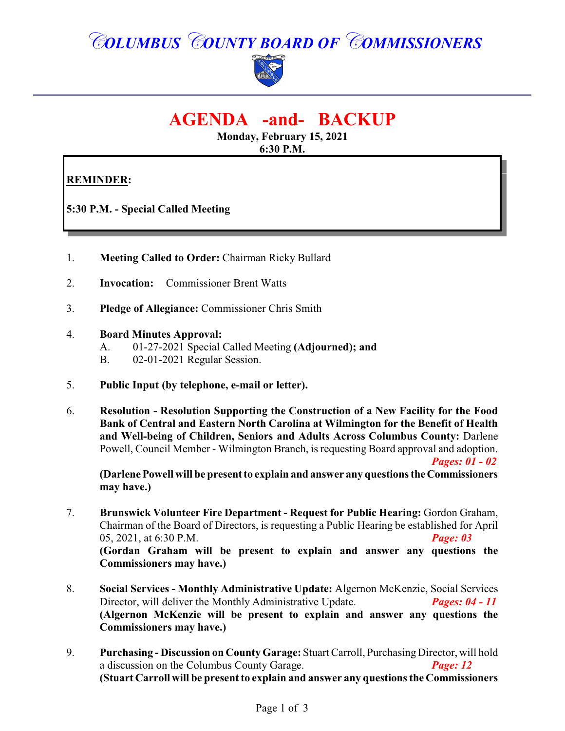# COLUMBUS COUNTY BOARD OF COMMISSIONERS

# AGENDA -and- BACKUP

**Monday, February 15, 2021**
**6:30 P.M.**

**REMINDER:**

**5:30 P.M. - Special Called Meeting**

1. **Meeting Called to Order:** Chairman Ricky Bullard

2. **Invocation:** Commissioner Brent Watts

3. **Pledge of Allegiance:** Commissioner Chris Smith

4. **Board Minutes Approval:**
   - A. 01-27-2021 Special Called Meeting **(Adjourned); and**
   - B. 02-01-2021 Regular Session.

5. **Public Input (by telephone, e-mail or letter).**

6. **Resolution - Resolution Supporting the Construction of a New Facility for the Food Bank of Central and Eastern North Carolina at Wilmington for the Benefit of Health and Well-being of Children, Seniors and Adults Across Columbus County:** Darlene Powell, Council Member - Wilmington Branch, is requesting Board approval and adoption. ***Pages: 01 - 02***
   **(Darlene Powell will be present to explain and answer any questions the Commissioners may have.)**

7. **Brunswick Volunteer Fire Department - Request for Public Hearing:** Gordon Graham, Chairman of the Board of Directors, is requesting a Public Hearing be established for April 05, 2021, at 6:30 P.M. ***Page: 03***
   **(Gordan Graham will be present to explain and answer any questions the Commissioners may have.)**

8. **Social Services - Monthly Administrative Update:** Algernon McKenzie, Social Services Director, will deliver the Monthly Administrative Update. ***Pages: 04 - 11***
   **(Algernon McKenzie will be present to explain and answer any questions the Commissioners may have.)**

9. **Purchasing - Discussion on County Garage:** Stuart Carroll, Purchasing Director, will hold a discussion on the Columbus County Garage. ***Page: 12***
   **(Stuart Carroll will be present to explain and answer any questions the Commissioners**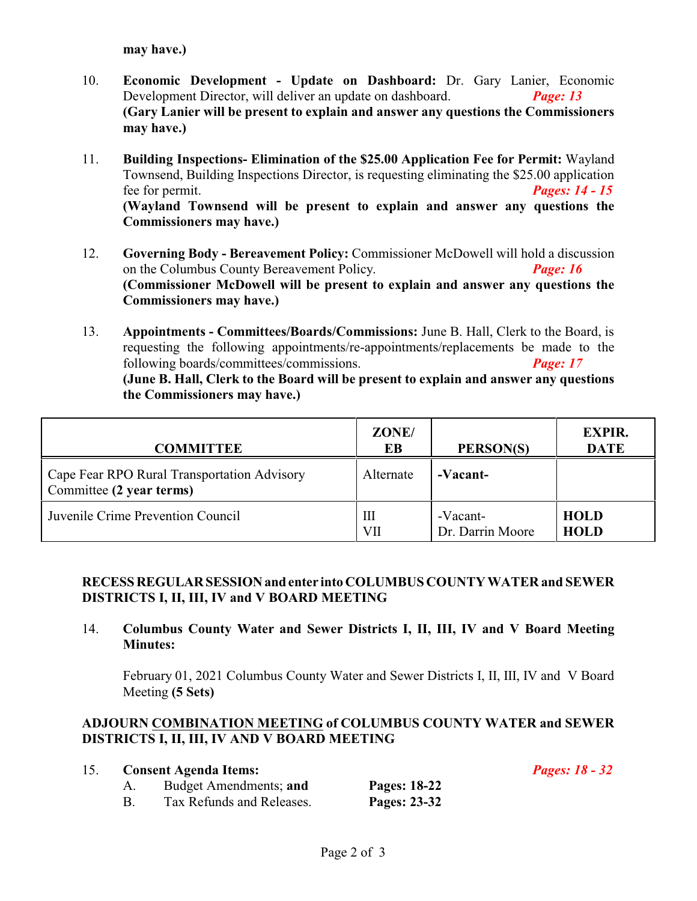**may have.)**

10. **Economic Development - Update on Dashboard:** Dr. Gary Lanier, Economic Development Director, will deliver an update on dashboard. ***Page: 13***
    **(Gary Lanier will be present to explain and answer any questions the Commissioners may have.)**

11. **Building Inspections- Elimination of the $25.00 Application Fee for Permit:** Wayland Townsend, Building Inspections Director, is requesting eliminating the $25.00 application fee for permit. ***Pages: 14 - 15***
    **(Wayland Townsend will be present to explain and answer any questions the Commissioners may have.)**

12. **Governing Body - Bereavement Policy:** Commissioner McDowell will hold a discussion on the Columbus County Bereavement Policy. ***Page: 16***
    **(Commissioner McDowell will be present to explain and answer any questions the Commissioners may have.)**

13. **Appointments - Committees/Boards/Commissions:** June B. Hall, Clerk to the Board, is requesting the following appointments/re-appointments/replacements be made to the following boards/committees/commissions. ***Page: 17***
    **(June B. Hall, Clerk to the Board will be present to explain and answer any questions the Commissioners may have.)**

| COMMITTEE | ZONE/ EB | PERSON(S) | EXPIR. DATE |
|---|---|---|---|
| Cape Fear RPO Rural Transportation Advisory Committee **(2 year terms)** | Alternate | **-Vacant-** | |
| Juvenile Crime Prevention Council | III<br>VII | -Vacant-<br>Dr. Darrin Moore | **HOLD**<br>**HOLD** |

**RECESS REGULAR SESSION and enter into COLUMBUS COUNTY WATER and SEWER DISTRICTS I, II, III, IV and V BOARD MEETING**

14. **Columbus County Water and Sewer Districts I, II, III, IV and V Board Meeting Minutes:**

    February 01, 2021 Columbus County Water and Sewer Districts I, II, III, IV and V Board Meeting **(5 Sets)**

**ADJOURN <u>COMBINATION MEETING</u> of COLUMBUS COUNTY WATER and SEWER DISTRICTS I, II, III, IV AND V BOARD MEETING**

15. **Consent Agenda Items:** ***Pages: 18 - 32***
    - A. Budget Amendments; **and** **Pages: 18-22**
    - B. Tax Refunds and Releases. **Pages: 23-32**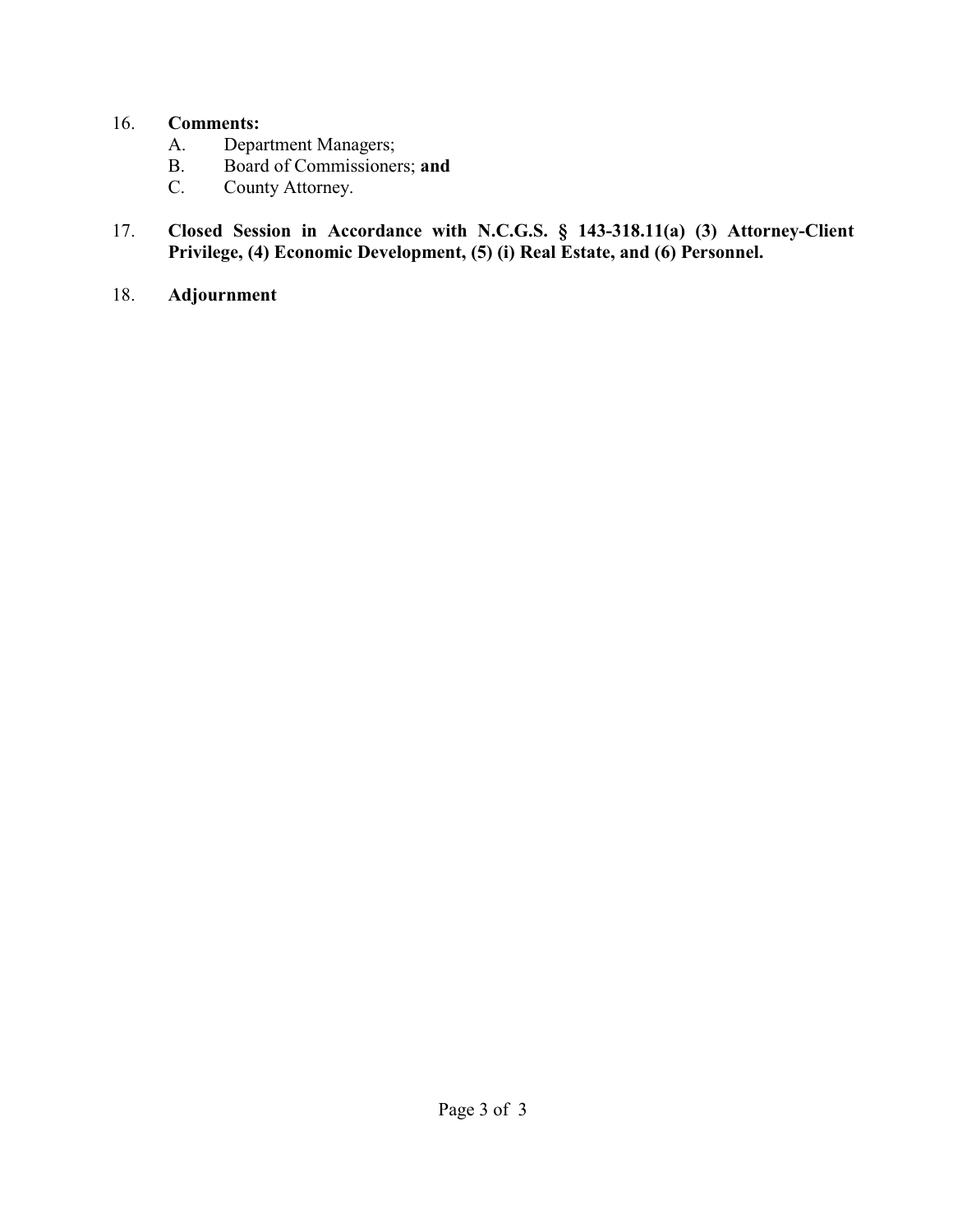16. **Comments:**
    A. Department Managers;
    B. Board of Commissioners; **and**
    C. County Attorney.

17. **Closed Session in Accordance with N.C.G.S. § 143-318.11(a) (3) Attorney-Client Privilege, (4) Economic Development, (5) (i) Real Estate, and (6) Personnel.**

18. **Adjournment**